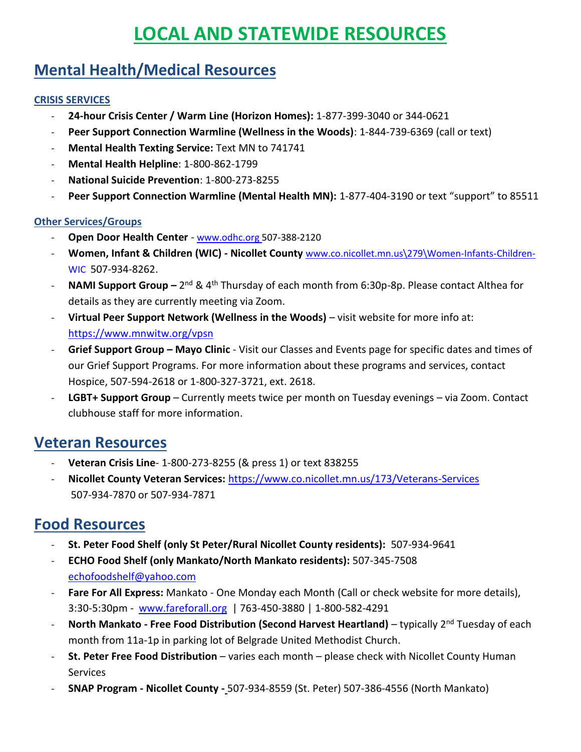# LOCAL AND STATEWIDE RESOURCES

## Mental Health/Medical Resources

### CRISIS SERVICES

- **24-hour Crisis Center / Warm Line (Horizon Homes):** 1-877-399-3040 or 344-0621
- **Peer Support Connection Warmline (Wellness in the Woods)**: 1-844-739-6369 (call or text)
- **Mental Health Texting Service:** Text MN to 741741
- **Mental Health Helpline**: 1-800-862-1799
- **National Suicide Prevention**: 1-800-273-8255
- **Peer Support Connection Warmline (Mental Health MN):** 1-877-404-3190 or text "support" to 85511

### Other Services/Groups

- **Open Door Health Center** - www.odhc.org 507-388-2120
- **Women, Infant & Children (WIC) - Nicollet County** www.co.nicollet.mn.us\279\Women-Infants-Children-WIC 507-934-8262.
- **NAMI Support Group –** 2nd & 4th Thursday of each month from 6:30p-8p. Please contact Althea for details as they are currently meeting via Zoom.
- **Virtual Peer Support Network (Wellness in the Woods)** – visit website for more info at: https://www.mnwitw.org/vpsn
- **Grief Support Group – Mayo Clinic** - Visit our Classes and Events page for specific dates and times of our Grief Support Programs. For more information about these programs and services, contact Hospice, 507-594-2618 or 1-800-327-3721, ext. 2618.
- **LGBT+ Support Group** – Currently meets twice per month on Tuesday evenings – via Zoom. Contact clubhouse staff for more information.

## Veteran Resources

- **Veteran Crisis Line**- 1-800-273-8255 (& press 1) or text 838255
- **Nicollet County Veteran Services:** https://www.co.nicollet.mn.us/173/Veterans-Services 507-934-7870 or 507-934-7871

## Food Resources

- **St. Peter Food Shelf (only St Peter/Rural Nicollet County residents):** 507-934-9641
- **ECHO Food Shelf (only Mankato/North Mankato residents):** 507-345-7508 echofoodshelf@yahoo.com
- **Fare For All Express:** Mankato - One Monday each Month (Call or check website for more details), 3:30-5:30pm - www.fareforall.org | 763-450-3880 | 1-800-582-4291
- **North Mankato - Free Food Distribution (Second Harvest Heartland)** – typically 2nd Tuesday of each month from 11a-1p in parking lot of Belgrade United Methodist Church.
- **St. Peter Free Food Distribution** – varies each month – please check with Nicollet County Human Services
- **SNAP Program - Nicollet County -** 507-934-8559 (St. Peter) 507-386-4556 (North Mankato)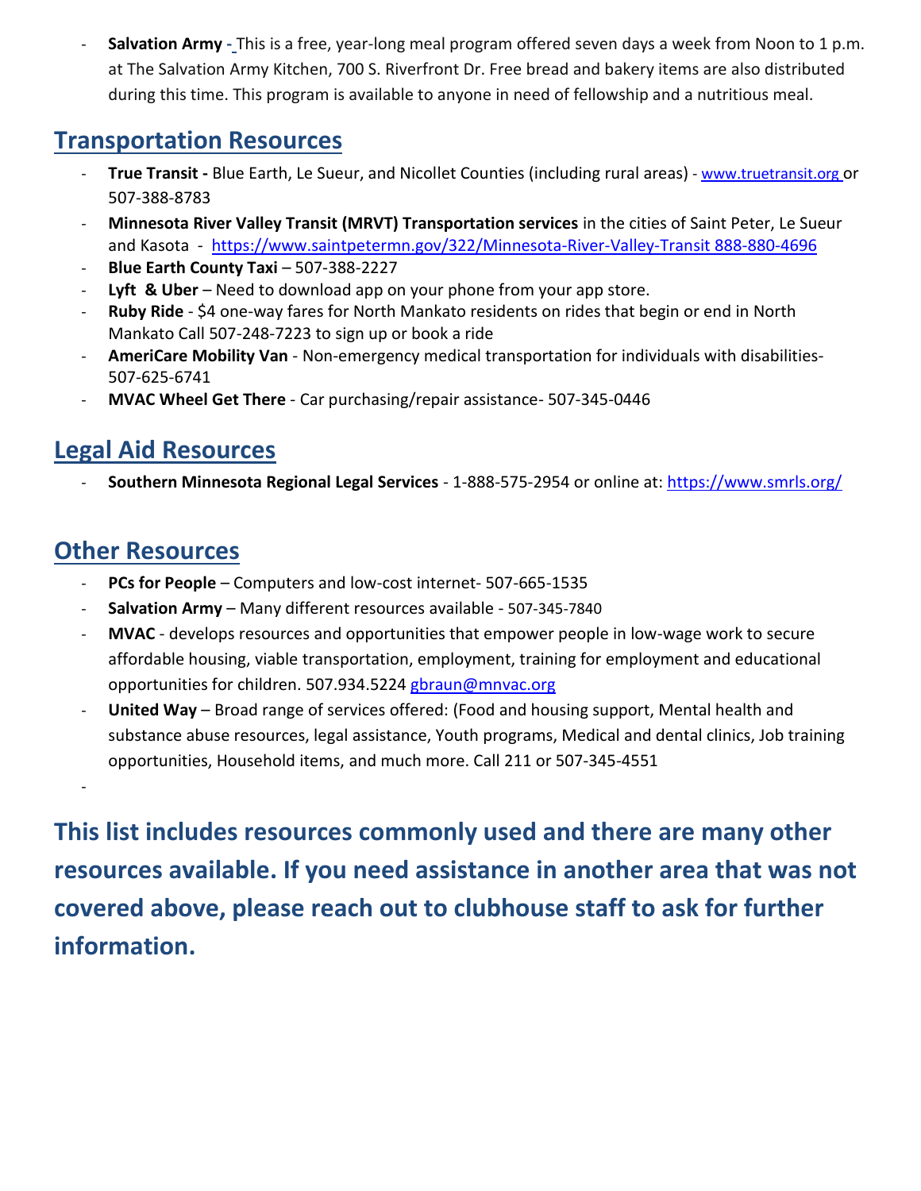- **Salvation Army -** This is a free, year-long meal program offered seven days a week from Noon to 1 p.m. at The Salvation Army Kitchen, 700 S. Riverfront Dr. Free bread and bakery items are also distributed during this time. This program is available to anyone in need of fellowship and a nutritious meal.

## Transportation Resources

- **True Transit -** Blue Earth, Le Sueur, and Nicollet Counties (including rural areas) - www.truetransit.org or 507-388-8783
- **Minnesota River Valley Transit (MRVT) Transportation services** in the cities of Saint Peter, Le Sueur and Kasota - https://www.saintpetermn.gov/322/Minnesota-River-Valley-Transit 888-880-4696
- **Blue Earth County Taxi** – 507-388-2227
- **Lyft & Uber** – Need to download app on your phone from your app store.
- **Ruby Ride** - $4 one-way fares for North Mankato residents on rides that begin or end in North Mankato Call 507-248-7223 to sign up or book a ride
- **AmeriCare Mobility Van** - Non-emergency medical transportation for individuals with disabilities- 507-625-6741
- **MVAC Wheel Get There** - Car purchasing/repair assistance- 507-345-0446

## Legal Aid Resources

- **Southern Minnesota Regional Legal Services** - 1-888-575-2954 or online at: https://www.smrls.org/

## Other Resources

- **PCs for People** – Computers and low-cost internet- 507-665-1535
- **Salvation Army** – Many different resources available - 507-345-7840
- **MVAC** - develops resources and opportunities that empower people in low-wage work to secure affordable housing, viable transportation, employment, training for employment and educational opportunities for children. 507.934.5224 gbraun@mnvac.org
- **United Way** – Broad range of services offered: (Food and housing support, Mental health and substance abuse resources, legal assistance, Youth programs, Medical and dental clinics, Job training opportunities, Household items, and much more. Call 211 or 507-345-4551

**This list includes resources commonly used and there are many other resources available. If you need assistance in another area that was not covered above, please reach out to clubhouse staff to ask for further information.**